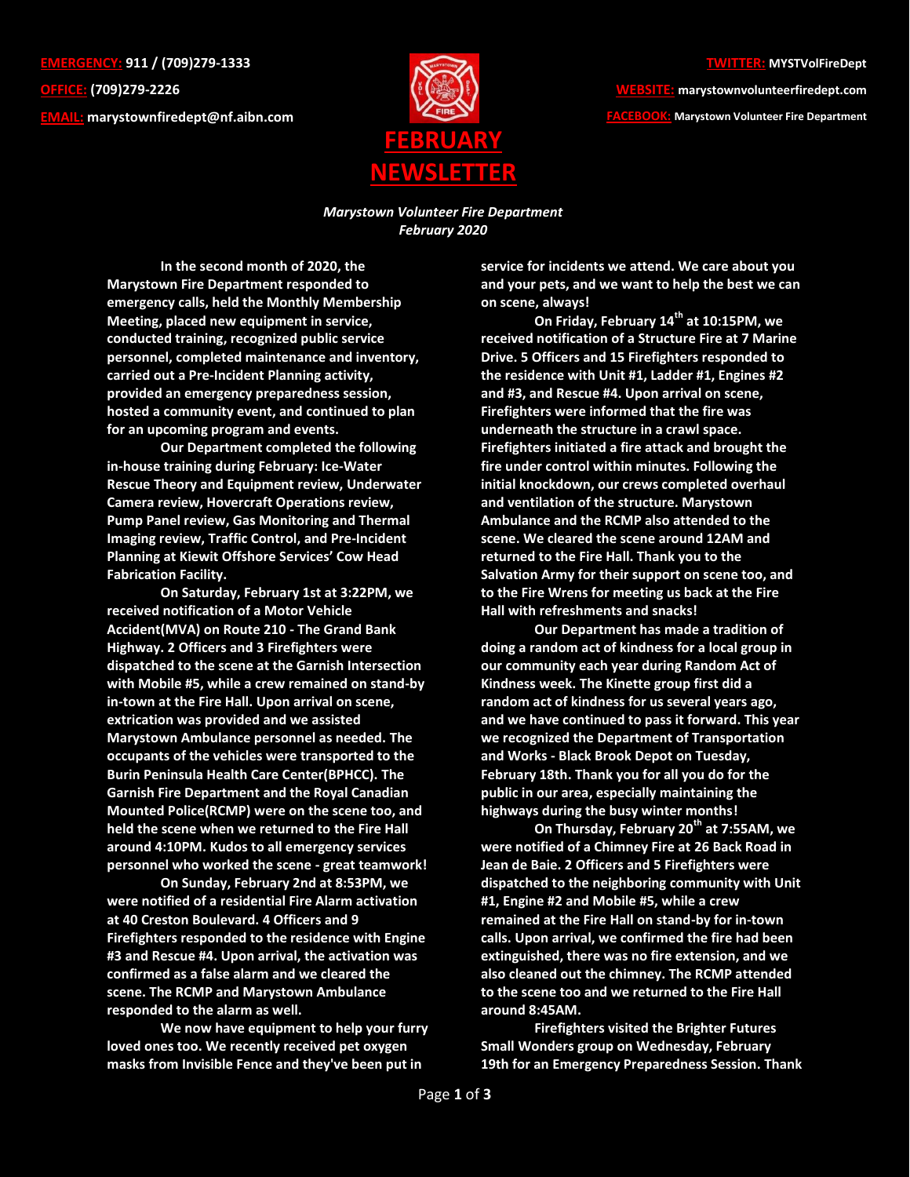**EMERGENCY:** 911 / (709)279-1333

**OFFICE:** (709)279-2226

**EMAIL:** marystownfiredept@nf.aibn.com

**TWITTER:** MYSTVolFireDept

**WEBSITE:** marystownvolunteerfiredept.com

**FACEBOOK:** Marystown Volunteer Fire Department

# FEBRUARY NEWSLETTER

***Marystown Volunteer Fire Department***
***February 2020***

**In the second month of 2020, the Marystown Fire Department responded to emergency calls, held the Monthly Membership Meeting, placed new equipment in service, conducted training, recognized public service personnel, completed maintenance and inventory, carried out a Pre-Incident Planning activity, provided an emergency preparedness session, hosted a community event, and continued to plan for an upcoming program and events.**

**Our Department completed the following in-house training during February: Ice-Water Rescue Theory and Equipment review, Underwater Camera review, Hovercraft Operations review, Pump Panel review, Gas Monitoring and Thermal Imaging review, Traffic Control, and Pre-Incident Planning at Kiewit Offshore Services' Cow Head Fabrication Facility.**

**On Saturday, February 1st at 3:22PM, we received notification of a Motor Vehicle Accident(MVA) on Route 210 - The Grand Bank Highway. 2 Officers and 3 Firefighters were dispatched to the scene at the Garnish Intersection with Mobile #5, while a crew remained on stand-by in-town at the Fire Hall. Upon arrival on scene, extrication was provided and we assisted Marystown Ambulance personnel as needed. The occupants of the vehicles were transported to the Burin Peninsula Health Care Center(BPHCC). The Garnish Fire Department and the Royal Canadian Mounted Police(RCMP) were on the scene too, and held the scene when we returned to the Fire Hall around 4:10PM. Kudos to all emergency services personnel who worked the scene - great teamwork!**

**On Sunday, February 2nd at 8:53PM, we were notified of a residential Fire Alarm activation at 40 Creston Boulevard. 4 Officers and 9 Firefighters responded to the residence with Engine #3 and Rescue #4. Upon arrival, the activation was confirmed as a false alarm and we cleared the scene. The RCMP and Marystown Ambulance responded to the alarm as well.**

**We now have equipment to help your furry loved ones too. We recently received pet oxygen masks from Invisible Fence and they've been put in service for incidents we attend. We care about you and your pets, and we want to help the best we can on scene, always!**

**On Friday, February 14th at 10:15PM, we received notification of a Structure Fire at 7 Marine Drive. 5 Officers and 15 Firefighters responded to the residence with Unit #1, Ladder #1, Engines #2 and #3, and Rescue #4. Upon arrival on scene, Firefighters were informed that the fire was underneath the structure in a crawl space. Firefighters initiated a fire attack and brought the fire under control within minutes. Following the initial knockdown, our crews completed overhaul and ventilation of the structure. Marystown Ambulance and the RCMP also attended to the scene. We cleared the scene around 12AM and returned to the Fire Hall. Thank you to the Salvation Army for their support on scene too, and to the Fire Wrens for meeting us back at the Fire Hall with refreshments and snacks!**

**Our Department has made a tradition of doing a random act of kindness for a local group in our community each year during Random Act of Kindness week. The Kinette group first did a random act of kindness for us several years ago, and we have continued to pass it forward. This year we recognized the Department of Transportation and Works - Black Brook Depot on Tuesday, February 18th. Thank you for all you do for the public in our area, especially maintaining the highways during the busy winter months!**

**On Thursday, February 20th at 7:55AM, we were notified of a Chimney Fire at 26 Back Road in Jean de Baie. 2 Officers and 5 Firefighters were dispatched to the neighboring community with Unit #1, Engine #2 and Mobile #5, while a crew remained at the Fire Hall on stand-by for in-town calls. Upon arrival, we confirmed the fire had been extinguished, there was no fire extension, and we also cleaned out the chimney. The RCMP attended to the scene too and we returned to the Fire Hall around 8:45AM.**

**Firefighters visited the Brighter Futures Small Wonders group on Wednesday, February 19th for an Emergency Preparedness Session. Thank**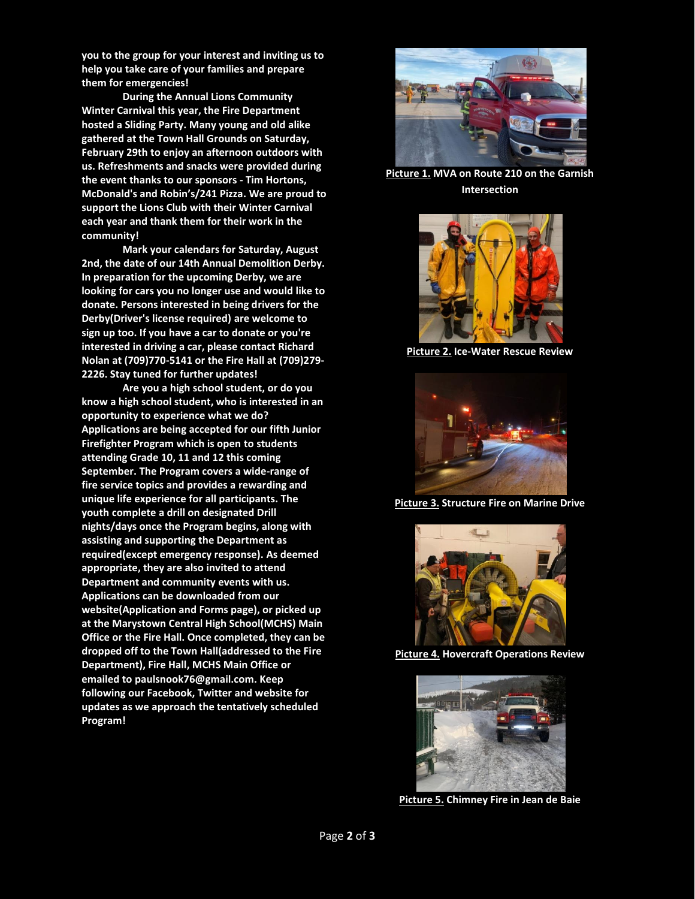**you to the group for your interest and inviting us to help you take care of your families and prepare them for emergencies!**

**During the Annual Lions Community Winter Carnival this year, the Fire Department hosted a Sliding Party. Many young and old alike gathered at the Town Hall Grounds on Saturday, February 29th to enjoy an afternoon outdoors with us. Refreshments and snacks were provided during the event thanks to our sponsors - Tim Hortons, McDonald's and Robin's/241 Pizza. We are proud to support the Lions Club with their Winter Carnival each year and thank them for their work in the community!**

**Mark your calendars for Saturday, August 2nd, the date of our 14th Annual Demolition Derby. In preparation for the upcoming Derby, we are looking for cars you no longer use and would like to donate. Persons interested in being drivers for the Derby(Driver's license required) are welcome to sign up too. If you have a car to donate or you're interested in driving a car, please contact Richard Nolan at (709)770-5141 or the Fire Hall at (709)279-2226. Stay tuned for further updates!**

**Are you a high school student, or do you know a high school student, who is interested in an opportunity to experience what we do? Applications are being accepted for our fifth Junior Firefighter Program which is open to students attending Grade 10, 11 and 12 this coming September. The Program covers a wide-range of fire service topics and provides a rewarding and unique life experience for all participants. The youth complete a drill on designated Drill nights/days once the Program begins, along with assisting and supporting the Department as required(except emergency response). As deemed appropriate, they are also invited to attend Department and community events with us. Applications can be downloaded from our website(Application and Forms page), or picked up at the Marystown Central High School(MCHS) Main Office or the Fire Hall. Once completed, they can be dropped off to the Town Hall(addressed to the Fire Department), Fire Hall, MCHS Main Office or emailed to paulsnook76@gmail.com. Keep following our Facebook, Twitter and website for updates as we approach the tentatively scheduled Program!**

**Picture 1.** **MVA on Route 210 on the Garnish Intersection**

**Picture 2.** **Ice-Water Rescue Review**

**Picture 3.** **Structure Fire on Marine Drive**

**Picture 4.** **Hovercraft Operations Review**

**Picture 5.** **Chimney Fire in Jean de Baie**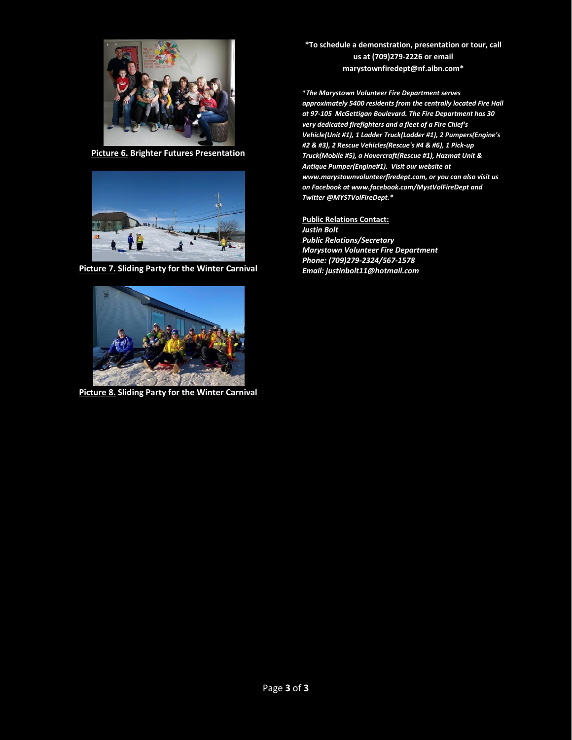**Picture 6.** **Brighter Futures Presentation**

**Picture 7.** **Sliding Party for the Winter Carnival**

**Picture 8.** **Sliding Party for the Winter Carnival**

**\*To schedule a demonstration, presentation or tour, call us at (709)279-2226 or email marystownfiredept@nf.aibn.com\***

*\*The Marystown Volunteer Fire Department serves approximately 5400 residents from the centrally located Fire Hall at 97-105 McGettigan Boulevard. The Fire Department has 30 very dedicated firefighters and a fleet of a Fire Chief's Vehicle(Unit #1), 1 Ladder Truck(Ladder #1), 2 Pumpers(Engine's #2 & #3), 2 Rescue Vehicles(Rescue's #4 & #6), 1 Pick-up Truck(Mobile #5), a Hovercraft(Rescue #1), Hazmat Unit & Antique Pumper(Engine#1). Visit our website at www.marystownvolunteerfiredept.com, or you can also visit us on Facebook at www.facebook.com/MystVolFireDept and Twitter @MYSTVolFireDept.\**

**Public Relations Contact:**
***Justin Bolt***
***Public Relations/Secretary***
***Marystown Volunteer Fire Department***
***Phone: (709)279-2324/567-1578***
***Email: justinbolt11@hotmail.com***